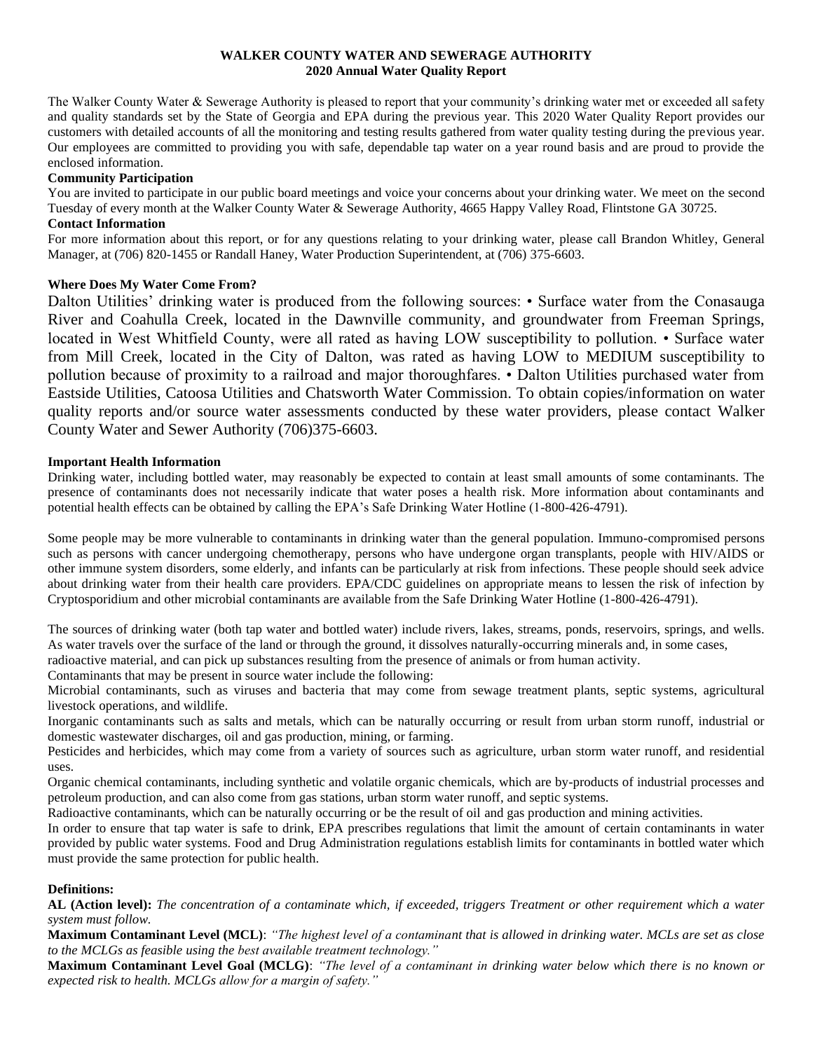# WALKER COUNTY WATER AND SEWERAGE AUTHORITY
## 2020 Annual Water Quality Report

The Walker County Water & Sewerage Authority is pleased to report that your community's drinking water met or exceeded all safety and quality standards set by the State of Georgia and EPA during the previous year. This 2020 Water Quality Report provides our customers with detailed accounts of all the monitoring and testing results gathered from water quality testing during the previous year. Our employees are committed to providing you with safe, dependable tap water on a year round basis and are proud to provide the enclosed information.

**Community Participation**

You are invited to participate in our public board meetings and voice your concerns about your drinking water. We meet on the second Tuesday of every month at the Walker County Water & Sewerage Authority, 4665 Happy Valley Road, Flintstone GA 30725.

**Contact Information**

For more information about this report, or for any questions relating to your drinking water, please call Brandon Whitley, General Manager, at (706) 820-1455 or Randall Haney, Water Production Superintendent, at (706) 375-6603.

**Where Does My Water Come From?**

Dalton Utilities' drinking water is produced from the following sources: • Surface water from the Conasauga River and Coahulla Creek, located in the Dawnville community, and groundwater from Freeman Springs, located in West Whitfield County, were all rated as having LOW susceptibility to pollution. • Surface water from Mill Creek, located in the City of Dalton, was rated as having LOW to MEDIUM susceptibility to pollution because of proximity to a railroad and major thoroughfares. • Dalton Utilities purchased water from Eastside Utilities, Catoosa Utilities and Chatsworth Water Commission. To obtain copies/information on water quality reports and/or source water assessments conducted by these water providers, please contact Walker County Water and Sewer Authority (706)375-6603.

**Important Health Information**

Drinking water, including bottled water, may reasonably be expected to contain at least small amounts of some contaminants. The presence of contaminants does not necessarily indicate that water poses a health risk. More information about contaminants and potential health effects can be obtained by calling the EPA's Safe Drinking Water Hotline (1-800-426-4791).

Some people may be more vulnerable to contaminants in drinking water than the general population. Immuno-compromised persons such as persons with cancer undergoing chemotherapy, persons who have undergone organ transplants, people with HIV/AIDS or other immune system disorders, some elderly, and infants can be particularly at risk from infections. These people should seek advice about drinking water from their health care providers. EPA/CDC guidelines on appropriate means to lessen the risk of infection by Cryptosporidium and other microbial contaminants are available from the Safe Drinking Water Hotline (1-800-426-4791).

The sources of drinking water (both tap water and bottled water) include rivers, lakes, streams, ponds, reservoirs, springs, and wells. As water travels over the surface of the land or through the ground, it dissolves naturally-occurring minerals and, in some cases, radioactive material, and can pick up substances resulting from the presence of animals or from human activity.

Contaminants that may be present in source water include the following:

Microbial contaminants, such as viruses and bacteria that may come from sewage treatment plants, septic systems, agricultural livestock operations, and wildlife.

Inorganic contaminants such as salts and metals, which can be naturally occurring or result from urban storm runoff, industrial or domestic wastewater discharges, oil and gas production, mining, or farming.

Pesticides and herbicides, which may come from a variety of sources such as agriculture, urban storm water runoff, and residential uses.

Organic chemical contaminants, including synthetic and volatile organic chemicals, which are by-products of industrial processes and petroleum production, and can also come from gas stations, urban storm water runoff, and septic systems.

Radioactive contaminants, which can be naturally occurring or be the result of oil and gas production and mining activities.

In order to ensure that tap water is safe to drink, EPA prescribes regulations that limit the amount of certain contaminants in water provided by public water systems. Food and Drug Administration regulations establish limits for contaminants in bottled water which must provide the same protection for public health.

**Definitions:**

**AL (Action level):** *The concentration of a contaminate which, if exceeded, triggers Treatment or other requirement which a water system must follow.*

**Maximum Contaminant Level (MCL)**: *"The highest level of a contaminant that is allowed in drinking water. MCLs are set as close to the MCLGs as feasible using the best available treatment technology."*

**Maximum Contaminant Level Goal (MCLG)**: *"The level of a contaminant in drinking water below which there is no known or expected risk to health. MCLGs allow for a margin of safety."*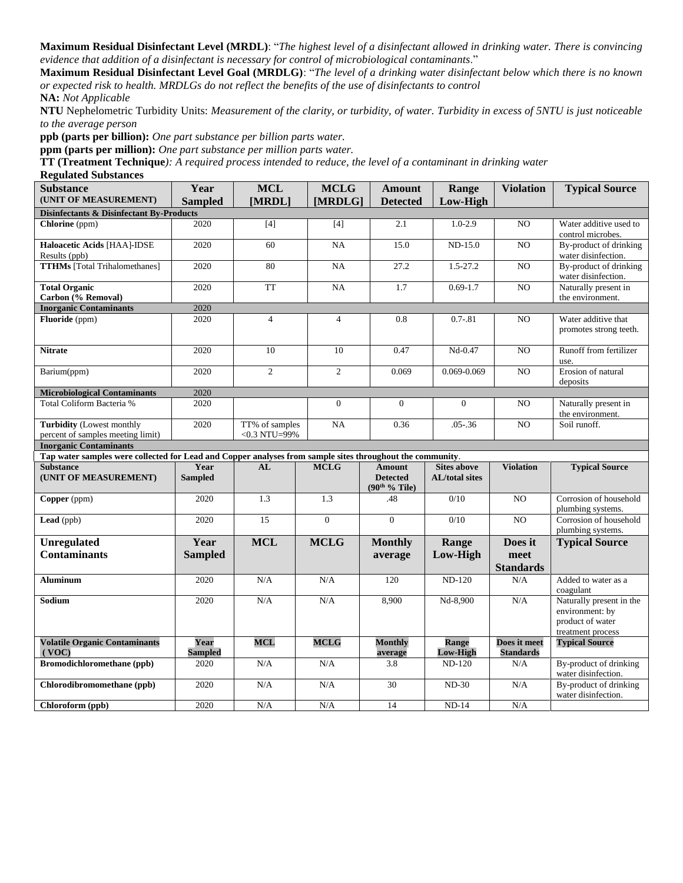**Maximum Residual Disinfectant Level (MRDL)**: "*The highest level of a disinfectant allowed in drinking water. There is convincing evidence that addition of a disinfectant is necessary for control of microbiological contaminants*."

**Maximum Residual Disinfectant Level Goal (MRDLG)**: "*The level of a drinking water disinfectant below which there is no known or expected risk to health. MRDLGs do not reflect the benefits of the use of disinfectants to control*

**NA:** *Not Applicable*

**NTU** Nephelometric Turbidity Units: *Measurement of the clarity, or turbidity, of water. Turbidity in excess of 5NTU is just noticeable to the average person*

**ppb (parts per billion):** *One part substance per billion parts water.*

**ppm (parts per million):** *One part substance per million parts water.*

**TT (Treatment Technique***): A required process intended to reduce, the level of a contaminant in drinking water*

**Regulated Substances**

| Substance (UNIT OF MEASUREMENT) | Year Sampled | MCL [MRDL] | MCLG [MRDLG] | Amount Detected | Range Low-High | Violation | Typical Source |
|---|---|---|---|---|---|---|---|
| **Disinfectants & Disinfectant By-Products** | | | | | | | |
| **Chlorine** (ppm) | 2020 | [4] | [4] | 2.1 | 1.0-2.9 | NO | Water additive used to control microbes. |
| **Haloacetic Acids** [HAA]-IDSE Results (ppb) | 2020 | 60 | NA | 15.0 | ND-15.0 | NO | By-product of drinking water disinfection. |
| **TTHMs** [Total Trihalomethanes] | 2020 | 80 | NA | 27.2 | 1.5-27.2 | NO | By-product of drinking water disinfection. |
| **Total Organic Carbon (% Removal)** | 2020 | TT | NA | 1.7 | 0.69-1.7 | NO | Naturally present in the environment. |
| **Inorganic Contaminants** | 2020 | | | | | | |
| **Fluoride** (ppm) | 2020 | 4 | 4 | 0.8 | 0.7-.81 | NO | Water additive that promotes strong teeth. |
| **Nitrate** | 2020 | 10 | 10 | 0.47 | Nd-0.47 | NO | Runoff from fertilizer use. |
| Barium(ppm) | 2020 | 2 | 2 | 0.069 | 0.069-0.069 | NO | Erosion of natural deposits |
| **Microbiological Contaminants** | 2020 | | | | | | |
| Total Coliform Bacteria % | 2020 | | 0 | 0 | 0 | NO | Naturally present in the environment. |
| **Turbidity** (Lowest monthly percent of samples meeting limit) | 2020 | TT% of samples <0.3 NTU=99% | NA | 0.36 | .05-.36 | NO | Soil runoff. |

**Inorganic Contaminants**

**Tap water samples were collected for Lead and Copper analyses from sample sites throughout the community**.

| Substance (UNIT OF MEASUREMENT) | Year Sampled | AL | MCLG | Amount Detected (90th % Tile) | Sites above AL/total sites | Violation | Typical Source |
|---|---|---|---|---|---|---|---|
| **Copper** (ppm) | 2020 | 1.3 | 1.3 | .48 | 0/10 | NO | Corrosion of household plumbing systems. |
| **Lead** (ppb) | 2020 | 15 | 0 | 0 | 0/10 | NO | Corrosion of household plumbing systems. |

| Unregulated Contaminants | Year Sampled | MCL | MCLG | Monthly average | Range Low-High | Does it meet Standards | Typical Source |
|---|---|---|---|---|---|---|---|
| **Aluminum** | 2020 | N/A | N/A | 120 | ND-120 | N/A | Added to water as a coagulant |
| **Sodium** | 2020 | N/A | N/A | 8,900 | Nd-8,900 | N/A | Naturally present in the environment: by product of water treatment process |

| Volatile Organic Contaminants (VOC) | Year Sampled | MCL | MCLG | Monthly average | Range Low-High | Does it meet Standards | Typical Source |
|---|---|---|---|---|---|---|---|
| **Bromodichloromethane (ppb)** | 2020 | N/A | N/A | 3.8 | ND-120 | N/A | By-product of drinking water disinfection. |
| **Chlorodibromomethane (ppb)** | 2020 | N/A | N/A | 30 | ND-30 | N/A | By-product of drinking water disinfection. |
| **Chloroform (ppb)** | 2020 | N/A | N/A | 14 | ND-14 | N/A | |